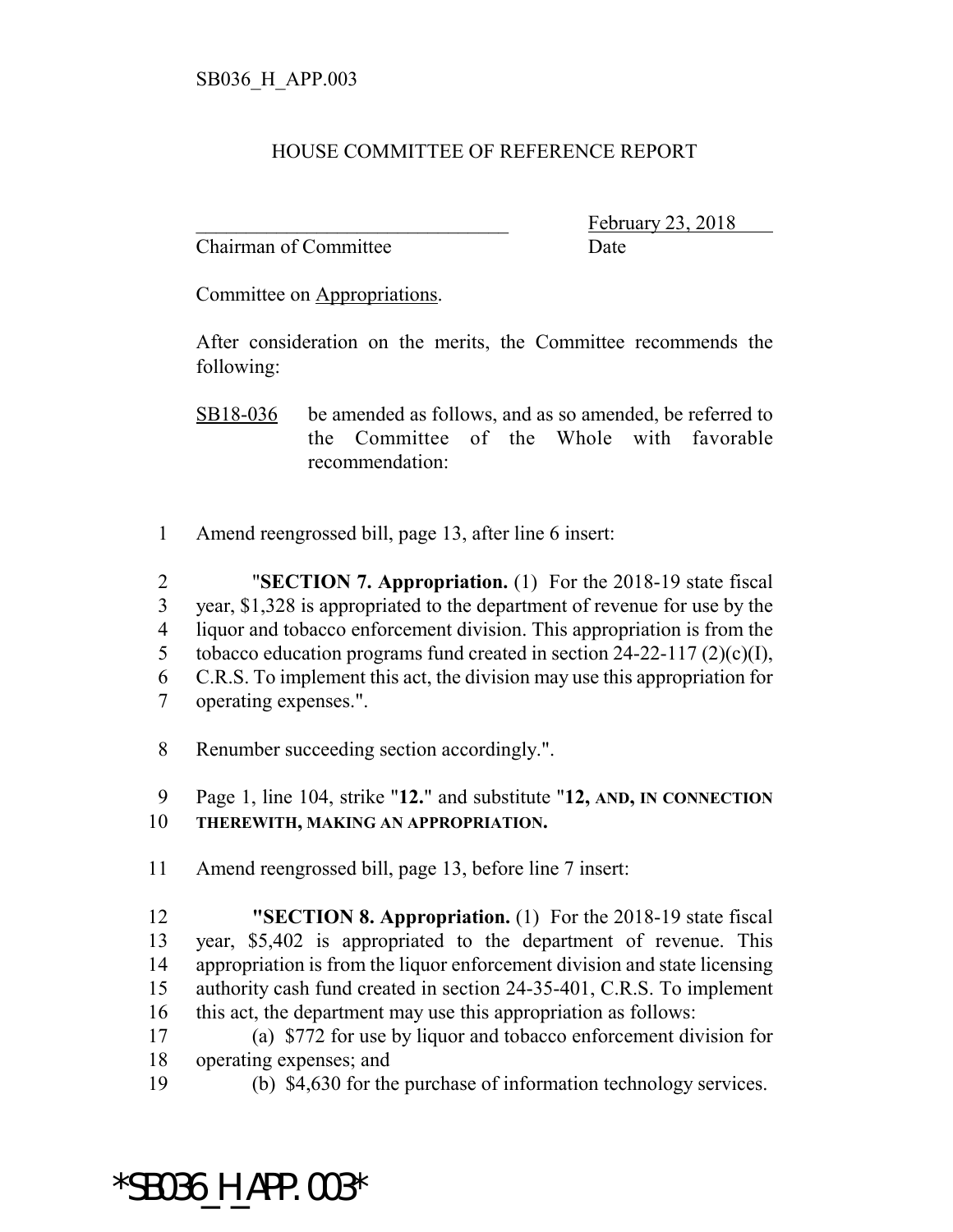SB036_H_APP.003

HOUSE COMMITTEE OF REFERENCE REPORT

________________________________ February 23, 2018

Chairman of Committee Date

Committee on Appropriations.

After consideration on the merits, the Committee recommends the following:

SB18-036 be amended as follows, and as so amended, be referred to the Committee of the Whole with favorable recommendation:

1 Amend reengrossed bill, page 13, after line 6 insert:

2 "**SECTION 7. Appropriation.** (1) For the 2018-19 state fiscal
3 year, $1,328 is appropriated to the department of revenue for use by the
4 liquor and tobacco enforcement division. This appropriation is from the
5 tobacco education programs fund created in section 24-22-117 (2)(c)(I),
6 C.R.S. To implement this act, the division may use this appropriation for
7 operating expenses.".

8 Renumber succeeding section accordingly.".

9 Page 1, line 104, strike "**12.**" and substitute "**12, AND, IN CONNECTION**
10 **THEREWITH, MAKING AN APPROPRIATION.**

11 Amend reengrossed bill, page 13, before line 7 insert:

12 "**SECTION 8. Appropriation.** (1) For the 2018-19 state fiscal
13 year, $5,402 is appropriated to the department of revenue. This
14 appropriation is from the liquor enforcement division and state licensing
15 authority cash fund created in section 24-35-401, C.R.S. To implement
16 this act, the department may use this appropriation as follows:
17 (a) $772 for use by liquor and tobacco enforcement division for
18 operating expenses; and
19 (b) $4,630 for the purchase of information technology services.

*SB036_H_APP.003*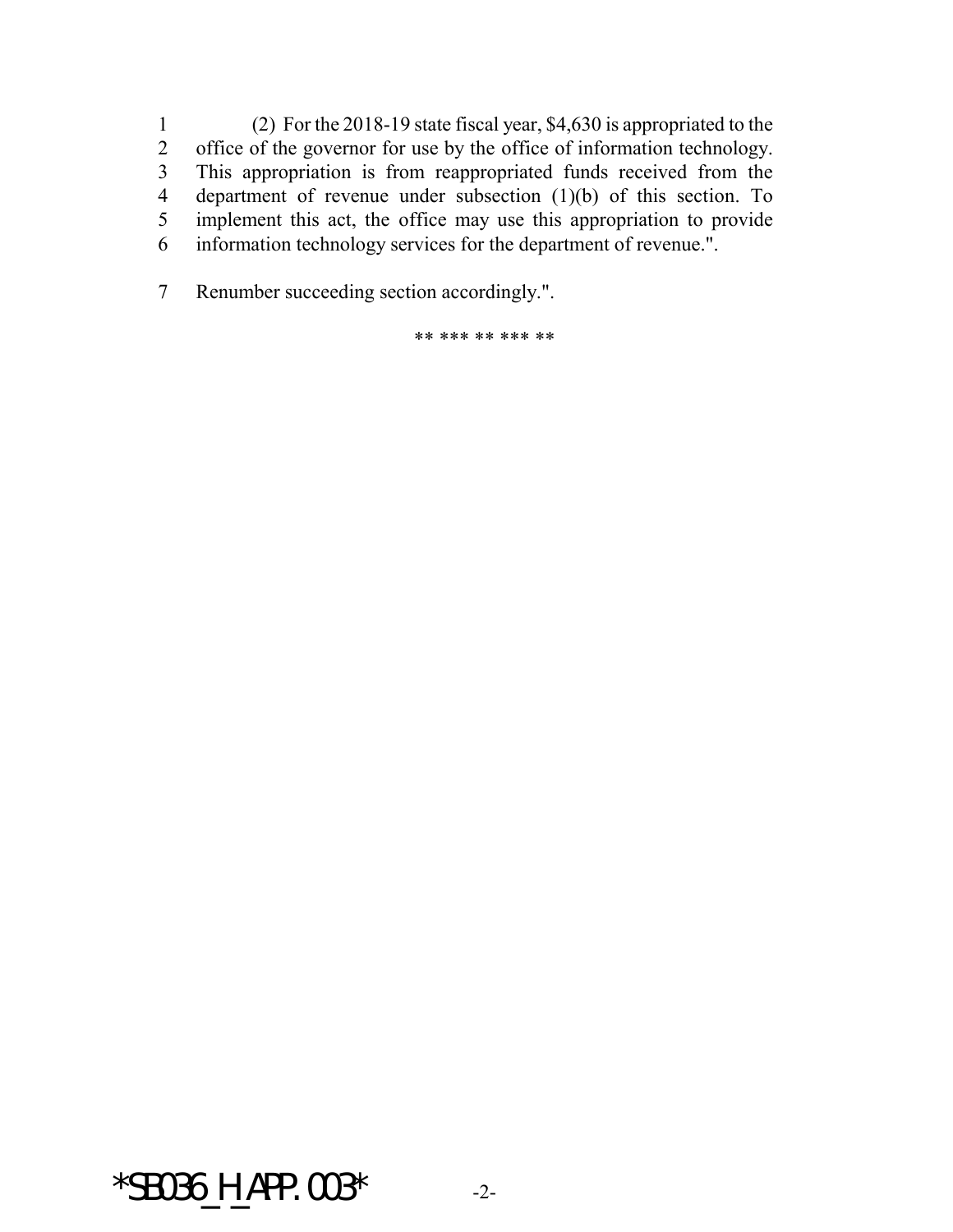(2) For the 2018-19 state fiscal year, $4,630 is appropriated to the office of the governor for use by the office of information technology. This appropriation is from reappropriated funds received from the department of revenue under subsection (1)(b) of this section. To implement this act, the office may use this appropriation to provide information technology services for the department of revenue.".

Renumber succeeding section accordingly.".

** *** ** *** **

*SB036_H_APP.003*